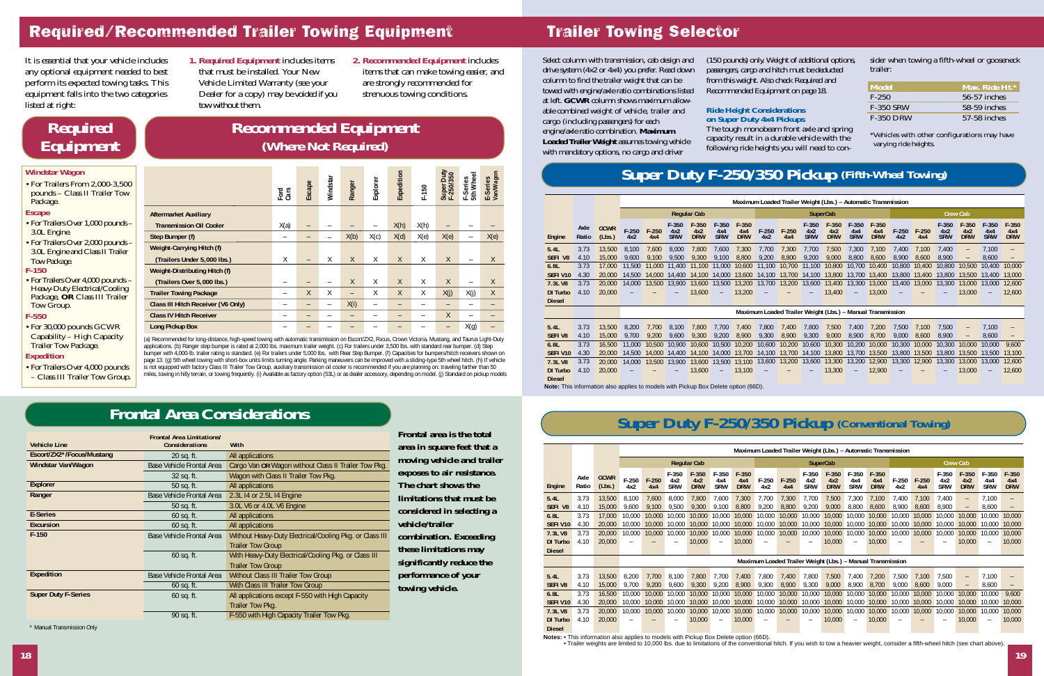# Required/Recommended Trailer Towing Equipment

It is essential that your vehicle includes any optional equipment needed to best perform its expected towing tasks. This equipment falls into the two categories listed at right:

1. **Required Equipment** includes items that must be installed. Your New Vehicle Limited Warranty (see your Dealer for a copy) may be voided if you tow without them.

2. **Recommended Equipment** includes items that can make towing easier, and are strongly recommended for strenuous towing conditions.

## Required Equipment

**Windstar Wagon**
- For Trailers From 2,000-3,500 pounds – Class II Trailer Tow Package.

**Escape**
- For Trailers Over 1,000 pounds – 3.0L Engine.
- For Trailers Over 2,000 pounds – 3.0L Engine and Class II Trailer Tow Package.

**F-150**
- For Trailers Over 4,000 pounds – Heavy-Duty Electrical/Cooling Package, **OR** Class III Trailer Tow Group.

**F-550**
- For 30,000 pounds GCWR Capability – High Capacity Trailer Tow Package.

**Expedition**
- For Trailers Over 4,000 pounds – Class III Trailer Tow Group.

## Recommended Equipment (Where Not Required)

| | Ford Cars | Escape | Windstar | Ranger | Explorer | Expedition | F-150 | Super Duty F-250/350 | F-Series 5th Wheel | E-Series Van/Wagon |
|---|---|---|---|---|---|---|---|---|---|---|
| **Aftermarket Auxiliary Transmission Oil Cooler** | X(a) | – | – | – | – | X(h) | X(h) | – | – | – |
| **Step Bumper (f)** | – | – | – | X(b) | X(c) | X(d) | X(e) | X(e) | – | X(e) |
| **Weight-Carrying Hitch (f) (Trailers Under 5,000 lbs.)** | X | – | X | X | X | X | X | X | – | X |
| **Weight-Distributing Hitch (f) (Trailers Over 5,000 lbs.)** | – | – | – | X | X | X | X | X | – | X |
| **Trailer Towing Package** | – | X | X | – | X | X | X | X(j) | X(j) | X |
| **Class III Hitch Receiver (V6 Only)** | – | – | – | X(i) | – | – | – | – | – | – |
| **Class IV Hitch Receiver** | – | – | – | – | – | – | – | X | – | – |
| **Long Pickup Box** | – | – | – | – | – | – | – | – | X(g) | – |

(a) Recommended for long-distance, high-speed towing with automatic transmission on Escort/ZX2, Focus, Crown Victoria, Mustang, and Taurus Light-Duty applications. (b) Ranger step bumper is rated at 2,000 lbs. maximum trailer weight. (c) For trailers under 3,500 lbs. with standard rear bumper. (d) Step bumper with 4,000-lb. trailer rating is standard. (e) For trailers under 5,000 lbs. with Rear Step Bumper. (f) Capacities for bumpers/hitch receivers shown on page 13. (g) 5th wheel towing with short-box units limits turning angle. Parking maneuvers can be improved with a sliding-type 5th wheel hitch. (h) If vehicle is not equipped with factory Class III Trailer Tow Group, auxiliary transmission oil cooler is recommended if you are planning on: traveling farther than 50 miles, towing in hilly terrain, or towing frequently. (i) Available as factory option (53L) or as dealer accessory, depending on model. (j) Standard on pickup models

## Frontal Area Considerations

| Vehicle Line | Frontal Area Limitations/ Considerations | With |
|---|---|---|
| **Escort/ZX2*/Focus/Mustang** | 20 sq. ft. | All applications |
| **Windstar Van/Wagon** | Base Vehicle Frontal Area | Cargo Van OR Wagon without Class II Trailer Tow Pkg. |
| | 32 sq. ft. | Wagon with Class II Trailer Tow Pkg. |
| **Explorer** | 50 sq. ft. | All applications |
| **Ranger** | Base Vehicle Frontal Area | 2.3L I4 or 2.5L I4 Engine |
| | 50 sq. ft. | 3.0L V6 or 4.0L V6 Engine |
| **E-Series** | 60 sq. ft. | All applications |
| **Excursion** | 60 sq. ft. | All applications |
| **F-150** | Base Vehicle Frontal Area | Without Heavy-Duty Electrical/Cooling Pkg. or Class III Trailer Tow Group |
| | 60 sq. ft. | With Heavy-Duty Electrical/Cooling Pkg. or Class III Trailer Tow Group |
| **Expedition** | Base Vehicle Frontal Area | Without Class III Trailer Tow Group |
| | 60 sq. ft. | With Class III Trailer Tow Group |
| **Super Duty F-Series** | 60 sq. ft. | All applications except F-550 with High Capacity Trailer Tow Pkg. |
| | 90 sq. ft. | F-550 with High Capacity Trailer Tow Pkg. |

\* Manual Transmission Only

**Frontal area is the total area in square feet that a moving vehicle and trailer exposes to air resistance. The chart shows the limitations that must be considered in selecting a vehicle/trailer combination. Exceeding these limitations may significantly reduce the performance of your towing vehicle.**

# Trailer Towing Selector

Select column with transmission, cab design and drive system (4x2 or 4x4) you prefer. Read down column to find the trailer weight that can be towed with engine/axle ratio combinations listed at left. **GCWR** column shows maximum allowable combined weight of vehicle, trailer and cargo (including passengers) for each engine/axle ratio combination. **Maximum Loaded Trailer Weight** assumes towing vehicle with mandatory options, no cargo and driver (150 pounds) only. Weight of additional options, passengers, cargo and hitch must be deducted from this weight. Also check Required and Recommended Equipment on page 18.

**Ride Height Considerations on Super Duty 4x4 Pickups**

The tough monobeam front axle and spring capacity result in a durable vehicle with the following ride heights you will need to consider when towing a fifth-wheel or gooseneck trailer:

| Model | Max. Ride Ht.* |
|---|---|
| F-250 | 56-57 inches |
| F-350 SRW | 58-59 inches |
| F-350 DRW | 57-58 inches |

*Vehicles with other configurations may have varying ride heights.

## Super Duty F-250/350 Pickup (Fifth-Wheel Towing)

| Engine | Axle Ratio | GCWR | Regular Cab F-250 4x2 | F-250 4x4 | F-350 4x2 SRW | F-350 4x2 DRW | F-350 4x4 SRW | F-350 4x4 DRW | SuperCab F-250 4x2 | F-250 4x4 | F-350 4x2 SRW | F-350 4x2 DRW | F-350 4x4 SRW | F-350 4x4 DRW | Crew Cab F-250 4x2 | F-250 4x4 | F-350 4x2 SRW | F-350 4x2 DRW | F-350 4x4 SRW | F-350 4x4 DRW |
|---|---|---|---|---|---|---|---|---|---|---|---|---|---|---|---|---|---|---|---|---|
| **Maximum Loaded Trailer Weight (Lbs.) – Automatic Transmission** | | | | | | | | | | | | | | | | | | | | |
| 5.4L SEFI V8 | 3.73 | 13,500 | 8,100 | 7,600 | 8,000 | 7,800 | 7,600 | 7,300 | 7,700 | 7,300 | 7,700 | 7,500 | 7,300 | 7,100 | 7,400 | 7,100 | 7,400 | – | 7,100 | – |
| | 4.10 | 15,000 | 9,600 | 9,100 | 9,500 | 9,300 | 9,100 | 8,800 | 9,200 | 8,800 | 9,200 | 9,000 | 8,800 | 8,600 | 8,900 | 8,600 | 8,900 | – | 8,600 | – |
| 6.8L SEFI V10 | 3.73 | 17,000 | 11,500 | 11,000 | 11,400 | 11,100 | 11,000 | 10,600 | 11,100 | 10,700 | 11,100 | 10,800 | 10,700 | 10,400 | 10,800 | 10,400 | 10,800 | 10,500 | 10,400 | 10,000 |
| | 4.30 | 20,000 | 14,500 | 14,000 | 14,400 | 14,100 | 14,000 | 13,600 | 14,100 | 13,700 | 14,100 | 13,800 | 13,700 | 13,400 | 13,800 | 13,400 | 13,800 | 13,500 | 13,400 | 13,000 |
| 7.3L V8 DI Turbo Diesel | 3.73 | 20,000 | 14,000 | 13,500 | 13,900 | 13,600 | 13,500 | 13,200 | 13,700 | 13,200 | 13,600 | 13,400 | 13,300 | 13,000 | 13,400 | 13,000 | 13,300 | 13,000 | 13,000 | 12,600 |
| | 4.10 | 20,000 | – | – | – | 13,600 | – | 13,200 | – | – | – | 13,400 | – | 13,000 | – | – | – | 13,000 | – | 12,600 |
| **Maximum Loaded Trailer Weight (Lbs.) – Manual Transmission** | | | | | | | | | | | | | | | | | | | | |
| 5.4L SEFI V8 | 3.73 | 13,500 | 8,200 | 7,700 | 8,100 | 7,800 | 7,700 | 7,400 | 7,800 | 7,400 | 7,800 | 7,500 | 7,400 | 7,200 | 7,500 | 7,100 | 7,500 | – | 7,100 | – |
| | 4.10 | 15,000 | 9,700 | 9,200 | 9,600 | 9,300 | 9,200 | 8,900 | 9,300 | 8,900 | 9,300 | 9,000 | 8,900 | 8,700 | 9,000 | 8,600 | 8,900 | – | 8,600 | – |
| 6.8L SEFI V10 | 3.73 | 16,500 | 11,000 | 10,500 | 10,900 | 10,600 | 10,500 | 10,200 | 10,600 | 10,200 | 10,600 | 10,300 | 10,200 | 10,000 | 10,300 | 10,000 | 10,300 | 10,000 | 10,000 | 9,600 |
| | 4.30 | 20,000 | 14,500 | 14,000 | 14,400 | 14,100 | 14,000 | 13,600 | 14,100 | 13,700 | 14,100 | 13,800 | 13,700 | 13,500 | 13,800 | 13,500 | 13,800 | 13,500 | 13,500 | 13,100 |
| 7.3L V8 DI Turbo Diesel | 3.73 | 20,000 | 14,000 | 13,500 | 13,900 | 13,600 | 13,500 | 13,100 | 13,600 | 13,200 | 13,600 | 13,300 | 13,200 | 12,900 | 13,300 | 12,900 | 13,300 | 13,000 | 13,000 | 12,600 |
| | 4.10 | 20,000 | – | – | – | 13,600 | – | 13,100 | – | – | – | 13,300 | – | 12,900 | – | – | – | 13,000 | – | 12,600 |

**Note:** This information also applies to models with Pickup Box Delete option (66D).

## Super Duty F-250/350 Pickup (Conventional Towing)

| Engine | Axle Ratio | GCWR (Lbs.) | Regular Cab F-250 4x2 | F-250 4x4 | F-350 4x2 SRW | F-350 4x2 DRW | F-350 4x4 SRW | F-350 4x4 DRW | SuperCab F-250 4x2 | F-250 4x4 | F-350 4x2 SRW | F-350 4x2 DRW | F-350 4x4 SRW | F-350 4x4 DRW | Crew Cab F-250 4x2 | F-250 4x4 | F-350 4x2 SRW | F-350 4x2 DRW | F-350 4x4 SRW | F-350 4x4 DRW |
|---|---|---|---|---|---|---|---|---|---|---|---|---|---|---|---|---|---|---|---|---|
| **Maximum Loaded Trailer Weight (Lbs.) – Automatic Transmission** | | | | | | | | | | | | | | | | | | | | |
| 5.4L SEFI V8 | 3.73 | 13,500 | 8,100 | 7,600 | 8,000 | 7,800 | 7,600 | 7,300 | 7,700 | 7,300 | 7,700 | 7,500 | 7,300 | 7,100 | 7,400 | 7,100 | 7,400 | – | 7,100 | – |
| | 4.10 | 15,000 | 9,600 | 9,100 | 9,500 | 9,300 | 9,100 | 8,800 | 9,200 | 8,800 | 9,200 | 9,000 | 8,800 | 8,600 | 8,900 | 8,600 | 8,900 | – | 8,600 | – |
| 6.8L SEFI V10 | 3.73 | 17,000 | 10,000 | 10,000 | 10,000 | 10,000 | 10,000 | 10,000 | 10,000 | 10,000 | 10,000 | 10,000 | 10,000 | 10,000 | 10,000 | 10,000 | 10,000 | 10,000 | 10,000 | 10,000 |
| | 4.30 | 20,000 | 10,000 | 10,000 | 10,000 | 10,000 | 10,000 | 10,000 | 10,000 | 10,000 | 10,000 | 10,000 | 10,000 | 10,000 | 10,000 | 10,000 | 10,000 | 10,000 | 10,000 | 10,000 |
| 7.3L V8 DI Turbo Diesel | 3.73 | 20,000 | 10,000 | 10,000 | 10,000 | 10,000 | 10,000 | 10,000 | 10,000 | 10,000 | 10,000 | 10,000 | 10,000 | 10,000 | 10,000 | 10,000 | 10,000 | 10,000 | 10,000 | 10,000 |
| | 4.10 | 20,000 | – | – | – | 10,000 | – | 10,000 | – | – | – | 10,000 | – | 10,000 | – | – | – | 10,000 | – | 10,000 |
| **Maximum Loaded Trailer Weight (Lbs.) – Manual Transmission** | | | | | | | | | | | | | | | | | | | | |
| 5.4L SEFI V8 | 3.73 | 13,500 | 8,200 | 7,700 | 8,100 | 7,800 | 7,700 | 7,400 | 7,800 | 7,400 | 7,800 | 7,500 | 7,400 | 7,200 | 7,500 | 7,100 | 7,500 | – | 7,100 | – |
| | 4.10 | 15,000 | 9,700 | 9,200 | 9,600 | 9,300 | 9,200 | 8,900 | 9,300 | 8,900 | 9,300 | 9,000 | 8,900 | 8,700 | 9,000 | 8,600 | 9,000 | – | 8,600 | – |
| 6.8L SEFI V10 | 3.73 | 16,500 | 10,000 | 10,000 | 10,000 | 10,000 | 10,000 | 10,000 | 10,000 | 10,000 | 10,000 | 10,000 | 10,000 | 10,000 | 10,000 | 10,000 | 10,000 | 10,000 | 10,000 | 9,600 |
| | 4.30 | 20,000 | 10,000 | 10,000 | 10,000 | 10,000 | 10,000 | 10,000 | 10,000 | 10,000 | 10,000 | 10,000 | 10,000 | 10,000 | 10,000 | 10,000 | 10,000 | 10,000 | 10,000 | 10,000 |
| 7.3L V8 DI Turbo Diesel | 3.73 | 20,000 | 10,000 | 10,000 | 10,000 | 10,000 | 10,000 | 10,000 | 10,000 | 10,000 | 10,000 | 10,000 | 10,000 | 10,000 | 10,000 | 10,000 | 10,000 | 10,000 | 10,000 | 10,000 |
| | 4.10 | 20,000 | – | – | – | 10,000 | – | 10,000 | – | – | – | 10,000 | – | 10,000 | – | – | – | 10,000 | – | 10,000 |

**Notes:**
- This information also applies to models with Pickup Box Delete option (66D).
- Trailer weights are limited to 10,000 lbs. due to limitations of the conventional hitch. If you wish to tow a heavier weight, consider a fifth-wheel hitch (see chart above).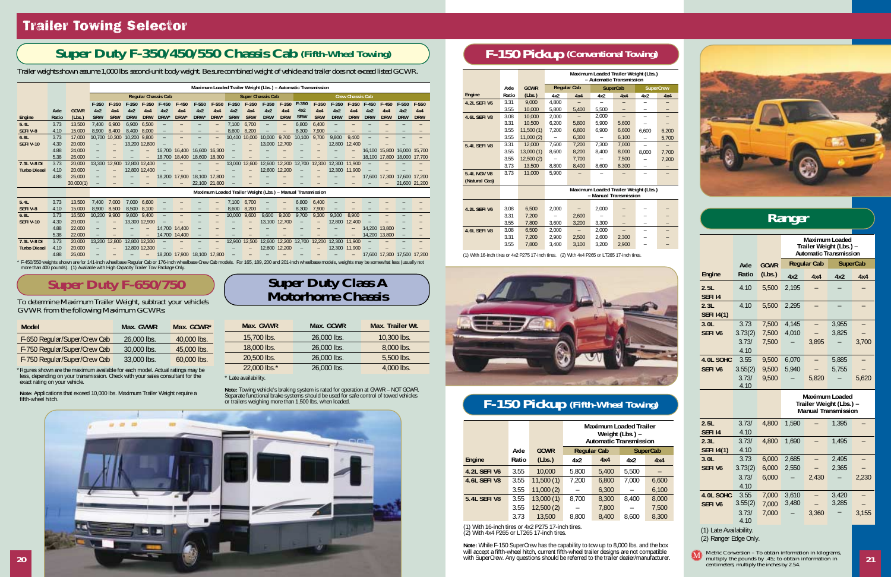# Trailer Towing Selector

## Super Duty F-350/450/550 Chassis Cab (Fifth-Wheel Towing)

Trailer weights shown assume 1,000 lbs. second-unit body weight. Be sure combined weight of vehicle and trailer does not exceed listed GCWR.

| | | | Maximum Loaded Trailer Weight (Lbs.) – Automatic Transmission | | | | | | | | | | | | | | | | | | | |
|---|---|---|---|---|---|---|---|---|---|---|---|---|---|---|---|---|---|---|---|---|---|---|
| | | | Regular Chassis Cab | | | | | | | | Super Chassis Cab | | | | Crew Chassis Cab | | | | | | | |
| | Axle | GCWR | F-350 4x2 | F-350 4x4 | F-350 4x2 | F-350 4x4 | F-450 4x2 | F-450 4x4 | F-550 4x2 | F-550 4x4 | F-350 4x2 | F-350 4x4 | F-350 4x2 | F-350 4x4 | F-350 4x2 | F-350 4x4 | F-350 4x2 | F-350 4x4 | F-450 4x2 | F-450 4x4 | F-550 4x2 | F-550 4x4 |
| **Engine** | **Ratio** | **(Lbs.)** | SRW | SRW | DRW | DRW | DRW* | DRW* | DRW* | DRW* | SRW | SRW | DRW | DRW | SRW | SRW | DRW | DRW | DRW | DRW | DRW | DRW |
| **5.4L SEFI V-8** | 3.73 | 13,500 | 7,400 | 6,900 | 6,900 | 6,500 | – | – | – | – | 7,100 | 6,700 | – | – | 6,800 | 6,400 | – | – | – | – | – | – |
| | 4.10 | 15,000 | 8,900 | 8,400 | 8,400 | 8,000 | – | – | – | – | 8,600 | 8,200 | – | – | 8,300 | 7,900 | – | – | – | – | – | – |
| **6.8L SEFI V-10** | 3.73 | 17,000 | 10,700 | 10,300 | 10,200 | 9,800 | – | – | – | – | 10,400 | 10,000 | 10,000 | 9,700 | 10,100 | 9,700 | 9,800 | 9,400 | – | – | – | – |
| | 4.30 | 20,000 | – | – | 13,200 | 12,800 | – | – | – | – | – | – | 13,000 | 12,700 | – | – | 12,800 | 12,400 | – | – | – | – |
| | 4.88 | 24,000 | – | – | – | – | 16,700 | 16,400 | 16,600 | 16,300 | – | – | – | – | – | – | – | – | 16,100 | 15,800 | 16,000 | 15,700 |
| | 5.38 | 26,000 | – | – | – | – | 18,700 | 18,400 | 18,600 | 18,300 | – | – | – | – | – | – | – | – | 18,100 | 17,800 | 18,000 | 17,700 |
| **7.3L V-8 DI Turbo Diesel** | 3.73 | 20,000 | 13,300 | 12,900 | 12,800 | 12,400 | – | – | – | – | 13,000 | 12,600 | 12,600 | 12,200 | 12,700 | 12,300 | 12,300 | 11,900 | – | – | – | – |
| | 4.10 | 20,000 | – | – | 12,800 | 12,400 | – | – | – | – | – | – | 12,600 | 12,200 | – | – | 12,300 | 11,900 | – | – | – | – |
| | 4.88 | 26,000 | – | – | – | – | 18,200 | 17,900 | 18,100 | 17,800 | – | – | – | – | – | – | – | – | 17,600 | 17,300 | 17,600 | 17,200 |
| | | 30,000(1) | – | – | – | – | – | – | 22,100 | 21,800 | – | – | – | – | – | – | – | – | – | – | 21,600 | 21,200 |
| | | | Maximum Loaded Trailer Weight (Lbs.) – Manual Transmission | | | | | | | | | | | | | | | | | | | |
| **5.4L SEFI V-8** | 3.73 | 13,500 | 7,400 | 7,000 | 7,000 | 6,600 | – | – | – | – | 7,100 | 6,700 | – | – | 6,800 | 6,400 | – | – | – | – | – | – |
| | 4.10 | 15,000 | 8,900 | 8,500 | 8,500 | 8,100 | – | – | – | – | 8,600 | 8,200 | – | – | 8,300 | 7,900 | – | – | – | – | – | – |
| **6.8L SEFI V-10** | 3.73 | 16,500 | 10,200 | 9,900 | 9,800 | 9,400 | – | – | – | – | 10,000 | 9,600 | 9,600 | 9,200 | 9,700 | 9,300 | 9,300 | 8,900 | – | – | – | – |
| | 4.30 | 20,000 | – | – | 13,300 | 12,900 | – | – | – | – | – | – | 13,100 | 12,700 | – | – | 12,800 | 12,400 | – | – | – | – |
| | 4.88 | 22,000 | – | – | – | – | 14,700 | 14,400 | – | – | – | – | – | – | – | – | – | – | 14,200 | 13,800 | – | – |
| | 5.38 | 22,000 | – | – | – | – | 14,700 | 14,400 | – | – | – | – | – | – | – | – | – | – | 14,200 | 13,800 | – | – |
| **7.3L V-8 DI Turbo Diesel** | 3.73 | 20,000 | 13,200 | 12,800 | 12,800 | 12,300 | – | – | – | – | 12,900 | 12,500 | 12,600 | 12,200 | 12,700 | 12,200 | 12,300 | 11,900 | – | – | – | – |
| | 4.10 | 20,000 | – | – | 12,800 | 12,300 | – | – | – | – | – | – | 12,600 | 12,200 | – | – | 12,300 | 11,900 | – | – | – | – |
| | 4.88 | 26,000 | – | – | – | – | 18,200 | 17,900 | 18,100 | 17,800 | – | – | – | – | – | – | – | – | 17,600 | 17,300 | 17,500 | 17,200 |

\* F-450/550 weights shown are for 141-inch wheelbase Regular Cab or 176-inch wheelbase Crew Cab models. For 165, 189, 200 and 201-inch wheelbase models, weights may be somewhat less (usually not more than 400 pounds). (1) Available with High Capacity Trailer Tow Package Only.

## Super Duty F-650/750

To determine Maximum Trailer Weight, subtract your vehicle's GVWR from the following Maximum GCWRs:

| Model | Max. GVWR | Max. GCWR* |
|---|---|---|
| F-650 Regular/Super/Crew Cab | 26,000 lbs. | 40,000 lbs. |
| F-750 Regular/Super/Crew Cab | 30,000 lbs. | 45,000 lbs. |
| F-750 Regular/Super/Crew Cab | 33,000 lbs. | 60,000 lbs. |

\*Figures shown are the maximum available for each model. Actual ratings may be less, depending on your transmission. Check with your sales consultant for the exact rating on your vehicle.

**Note:** Applications that exceed 10,000 lbs. Maximum Trailer Weight require a fifth-wheel hitch.

## Super Duty Class A Motorhome Chassis

| Max. GVWR | Max. GCWR | Max. Trailer Wt. |
|---|---|---|
| 15,700 lbs. | 26,000 lbs. | 10,300 lbs. |
| 18,000 lbs. | 26,000 lbs. | 8,000 lbs. |
| 20,500 lbs. | 26,000 lbs. | 5,500 lbs. |
| 22,000 lbs.* | 26,000 lbs. | 4,000 lbs. |

\* Late availability.

**Note:** Towing vehicle's braking system is rated for operation at GVWR – NOT GCWR. Separate functional brake systems should be used for safe control of towed vehicles or trailers weighing more than 1,500 lbs. when loaded.

## F-150 Pickup (Conventional Towing)

| | Axle | GCWR | Maximum Loaded Trailer Weight (Lbs.) – Automatic Transmission | | | | | |
|---|---|---|---|---|---|---|---|---|
| | | | Regular Cab | | SuperCab | | SuperCrew | |
| **Engine** | **Ratio** | **(Lbs.)** | 4x2 | 4x4 | 4x2 | 4x4 | 4x2 | 4x4 |
| **4.2L SEFI V6** | 3.31 | 9,000 | 4,800 | – | – | – | – | – |
| | 3.55 | 10,000 | 5,800 | 5,400 | 5,500 | – | – | – |
| **4.6L SEFI V8** | 3.08 | 10,000 | 2,000 | – | 2,000 | – | – | – |
| | 3.31 | 10,500 | 6,200 | 5,800 | 5,900 | 5,600 | – | – |
| | 3.55 | 11,500 (1) | 7,200 | 6,800 | 6,900 | 6,600 | 6,600 | 6,200 |
| | 3.55 | 11,000 (2) | – | 6,300 | – | 6,100 | – | 5,700 |
| **5.4L SEFI V8** | 3.31 | 12,000 | 7,600 | 7,200 | 7,300 | 7,000 | – | – |
| | 3.55 | 13,000 (1) | 8,600 | 8,200 | 8,400 | 8,000 | 8,000 | 7,700 |
| | 3.55 | 12,500 (2) | – | 7,700 | – | 7,500 | – | 7,200 |
| | 3.73 | 13,500 | 8,800 | 8,400 | 8,600 | 8,300 | – | – |
| **5.4L NGV V8 (Natural Gas)** | 3.73 | 11,000 | 5,900 | – | – | – | – | – |
| | | | Maximum Loaded Trailer Weight (Lbs.) – Manual Transmission | | | | | |
| **4.2L SEFI V6** | 3.08 | 6,500 | 2,000 | – | 2,000 | – | – | – |
| | 3.31 | 7,200 | – | 2,600 | – | – | – | – |
| | 3.55 | 7,800 | 3,600 | 3,200 | 3,300 | – | – | – |
| **4.6L SEFI V8** | 3.08 | 6,500 | 2,000 | – | 2,000 | – | – | – |
| | 3.31 | 7,200 | 2,900 | 2,500 | 2,600 | 2,300 | – | – |
| | 3.55 | 7,800 | 3,400 | 3,100 | 3,200 | 2,900 | – | – |

(1) With 16-inch tires or 4x2 P275 17-inch tires. (2) With 4x4 P265 or LT265 17-inch tires.

## F-150 Pickup (Fifth-Wheel Towing)

| | Axle | GCWR | Maximum Loaded Trailer Weight (Lbs.) – Automatic Transmission | | | |
|---|---|---|---|---|---|---|
| | | | Regular Cab | | SuperCab | |
| **Engine** | **Ratio** | **(Lbs.)** | 4x2 | 4x4 | 4x2 | 4x4 |
| **4.2L SEFI V6** | 3.55 | 10,000 | 5,800 | 5,400 | 5,500 | – |
| **4.6L SEFI V8** | 3.55 | 11,500 (1) | 7,200 | 6,800 | 7,000 | 6,600 |
| | 3.55 | 11,000 (2) | – | 6,300 | – | 6,100 |
| **5.4L SEFI V8** | 3.55 | 13,000 (1) | 8,700 | 8,300 | 8,400 | 8,000 |
| | 3.55 | 12,500 (2) | – | 7,800 | – | 7,500 |
| | 3.73 | 13,500 | 8,800 | 8,400 | 8,600 | 8,300 |

(1) With 16-inch tires or 4x2 P275 17-inch tires.
(2) With 4x4 P265 or LT265 17-inch tires.

**Note:** While F-150 SuperCrew has the capability to tow up to 8,000 lbs. and the box will accept a fifth-wheel hitch, current fifth-wheel trailer designs are not compatible with SuperCrew. Any questions should be referred to the trailer dealer/manufacturer.

## Ranger

| | Axle | GCWR | Maximum Loaded Trailer Weight (Lbs.) – Automatic Transmission | | | |
|---|---|---|---|---|---|---|
| | | | Regular Cab | | SuperCab | |
| **Engine** | **Ratio** | **(Lbs.)** | 4x2 | 4x4 | 4x2 | 4x4 |
| **2.5L SEFI I4** | 4.10 | 5,500 | 2,195 | – | – | – |
| **2.3L SEFI I4(1)** | 4.10 | 5,500 | 2,295 | – | – | – |
| **3.0L SEFI V6** | 3.73 | 7,500 | 4,145 | – | 3,955 | – |
| | 3.73(2) | 7,500 | 4,010 | – | 3,825 | – |
| | 3.73/4.10 | 7,500 | – | 3,895 | – | 3,700 |
| **4.0L SOHC SEFI V6** | 3.55 | 9,500 | 6,070 | – | 5,885 | – |
| | 3.55(2) | 9,500 | 5,940 | – | 5,755 | – |
| | 3.73/4.10 | 9,500 | – | 5,820 | – | 5,620 |
| | | | Maximum Loaded Trailer Weight (Lbs.) – Manual Transmission | | | |
| **2.5L SEFI I4** | 3.73/4.10 | 4,800 | 1,590 | – | 1,395 | – |
| **2.3L SEFI I4(1)** | 3.73/4.10 | 4,800 | 1,690 | – | 1,495 | – |
| **3.0L SEFI V6** | 3.73 | 6,000 | 2,685 | – | 2,495 | – |
| | 3.73(2) | 6,000 | 2,550 | – | 2,365 | – |
| | 3.73/4.10 | 6,000 | – | 2,430 | – | 2,230 |
| **4.0L SOHC SEFI V6** | 3.55 | 7,000 | 3,610 | – | 3,420 | – |
| | 3.55(2) | 7,000 | 3,480 | – | 3,285 | – |
| | 3.73/4.10 | 7,000 | – | 3,360 | – | 3,155 |

(1) Late Availability.
(2) Ranger Edge Only.

Metric Conversion – To obtain information in kilograms, multiply the pounds by .45; to obtain information in centimeters, multiply the inches by 2.54.